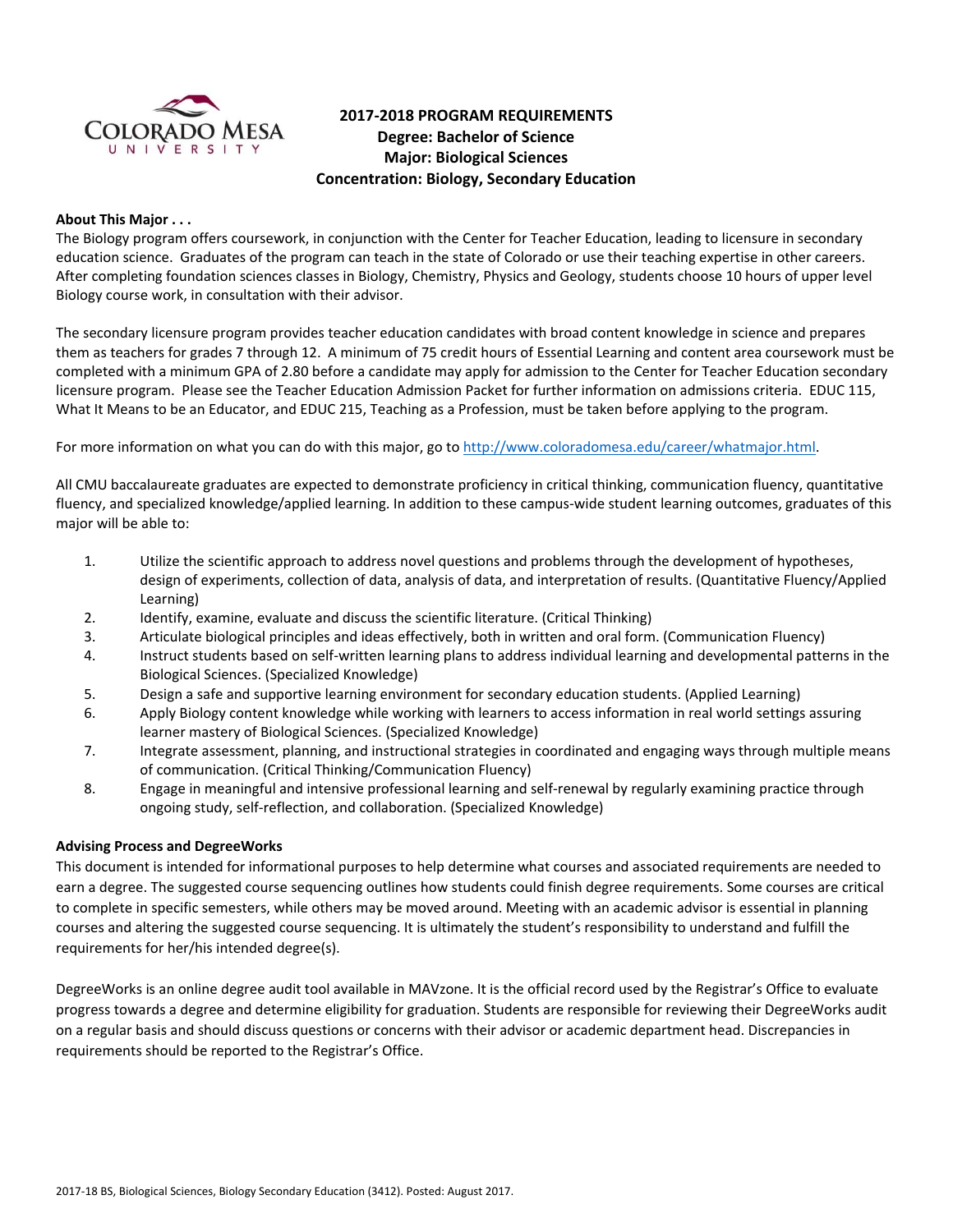# 2017-2018 PROGRAM REQUIREMENTS
## Degree: Bachelor of Science
## Major: Biological Sciences
## Concentration: Biology, Secondary Education

**About This Major . . .**

The Biology program offers coursework, in conjunction with the Center for Teacher Education, leading to licensure in secondary education science. Graduates of the program can teach in the state of Colorado or use their teaching expertise in other careers. After completing foundation sciences classes in Biology, Chemistry, Physics and Geology, students choose 10 hours of upper level Biology course work, in consultation with their advisor.

The secondary licensure program provides teacher education candidates with broad content knowledge in science and prepares them as teachers for grades 7 through 12. A minimum of 75 credit hours of Essential Learning and content area coursework must be completed with a minimum GPA of 2.80 before a candidate may apply for admission to the Center for Teacher Education secondary licensure program. Please see the Teacher Education Admission Packet for further information on admissions criteria. EDUC 115, What It Means to be an Educator, and EDUC 215, Teaching as a Profession, must be taken before applying to the program.

For more information on what you can do with this major, go to http://www.coloradomesa.edu/career/whatmajor.html.

All CMU baccalaureate graduates are expected to demonstrate proficiency in critical thinking, communication fluency, quantitative fluency, and specialized knowledge/applied learning. In addition to these campus-wide student learning outcomes, graduates of this major will be able to:

1. Utilize the scientific approach to address novel questions and problems through the development of hypotheses, design of experiments, collection of data, analysis of data, and interpretation of results. (Quantitative Fluency/Applied Learning)
2. Identify, examine, evaluate and discuss the scientific literature. (Critical Thinking)
3. Articulate biological principles and ideas effectively, both in written and oral form. (Communication Fluency)
4. Instruct students based on self-written learning plans to address individual learning and developmental patterns in the Biological Sciences. (Specialized Knowledge)
5. Design a safe and supportive learning environment for secondary education students. (Applied Learning)
6. Apply Biology content knowledge while working with learners to access information in real world settings assuring learner mastery of Biological Sciences. (Specialized Knowledge)
7. Integrate assessment, planning, and instructional strategies in coordinated and engaging ways through multiple means of communication. (Critical Thinking/Communication Fluency)
8. Engage in meaningful and intensive professional learning and self-renewal by regularly examining practice through ongoing study, self-reflection, and collaboration. (Specialized Knowledge)

**Advising Process and DegreeWorks**

This document is intended for informational purposes to help determine what courses and associated requirements are needed to earn a degree. The suggested course sequencing outlines how students could finish degree requirements. Some courses are critical to complete in specific semesters, while others may be moved around. Meeting with an academic advisor is essential in planning courses and altering the suggested course sequencing. It is ultimately the student's responsibility to understand and fulfill the requirements for her/his intended degree(s).

DegreeWorks is an online degree audit tool available in MAVzone. It is the official record used by the Registrar's Office to evaluate progress towards a degree and determine eligibility for graduation. Students are responsible for reviewing their DegreeWorks audit on a regular basis and should discuss questions or concerns with their advisor or academic department head. Discrepancies in requirements should be reported to the Registrar's Office.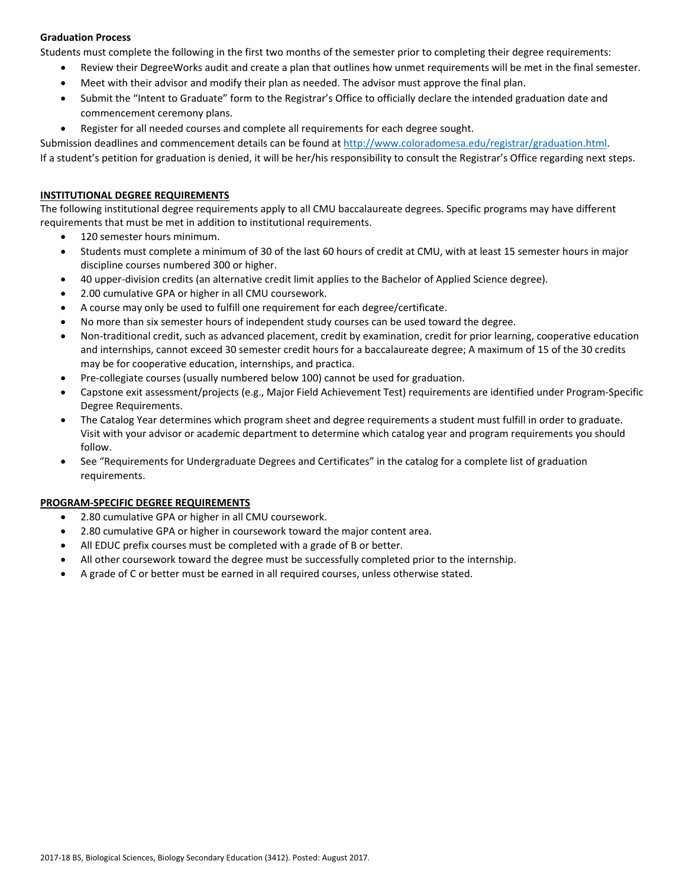**Graduation Process**

Students must complete the following in the first two months of the semester prior to completing their degree requirements:

- Review their DegreeWorks audit and create a plan that outlines how unmet requirements will be met in the final semester.
- Meet with their advisor and modify their plan as needed. The advisor must approve the final plan.
- Submit the "Intent to Graduate" form to the Registrar's Office to officially declare the intended graduation date and commencement ceremony plans.
- Register for all needed courses and complete all requirements for each degree sought.

Submission deadlines and commencement details can be found at http://www.coloradomesa.edu/registrar/graduation.html.

If a student's petition for graduation is denied, it will be her/his responsibility to consult the Registrar's Office regarding next steps.

## INSTITUTIONAL DEGREE REQUIREMENTS

The following institutional degree requirements apply to all CMU baccalaureate degrees. Specific programs may have different requirements that must be met in addition to institutional requirements.

- 120 semester hours minimum.
- Students must complete a minimum of 30 of the last 60 hours of credit at CMU, with at least 15 semester hours in major discipline courses numbered 300 or higher.
- 40 upper-division credits (an alternative credit limit applies to the Bachelor of Applied Science degree).
- 2.00 cumulative GPA or higher in all CMU coursework.
- A course may only be used to fulfill one requirement for each degree/certificate.
- No more than six semester hours of independent study courses can be used toward the degree.
- Non-traditional credit, such as advanced placement, credit by examination, credit for prior learning, cooperative education and internships, cannot exceed 30 semester credit hours for a baccalaureate degree; A maximum of 15 of the 30 credits may be for cooperative education, internships, and practica.
- Pre-collegiate courses (usually numbered below 100) cannot be used for graduation.
- Capstone exit assessment/projects (e.g., Major Field Achievement Test) requirements are identified under Program-Specific Degree Requirements.
- The Catalog Year determines which program sheet and degree requirements a student must fulfill in order to graduate. Visit with your advisor or academic department to determine which catalog year and program requirements you should follow.
- See "Requirements for Undergraduate Degrees and Certificates" in the catalog for a complete list of graduation requirements.

## PROGRAM-SPECIFIC DEGREE REQUIREMENTS

- 2.80 cumulative GPA or higher in all CMU coursework.
- 2.80 cumulative GPA or higher in coursework toward the major content area.
- All EDUC prefix courses must be completed with a grade of B or better.
- All other coursework toward the degree must be successfully completed prior to the internship.
- A grade of C or better must be earned in all required courses, unless otherwise stated.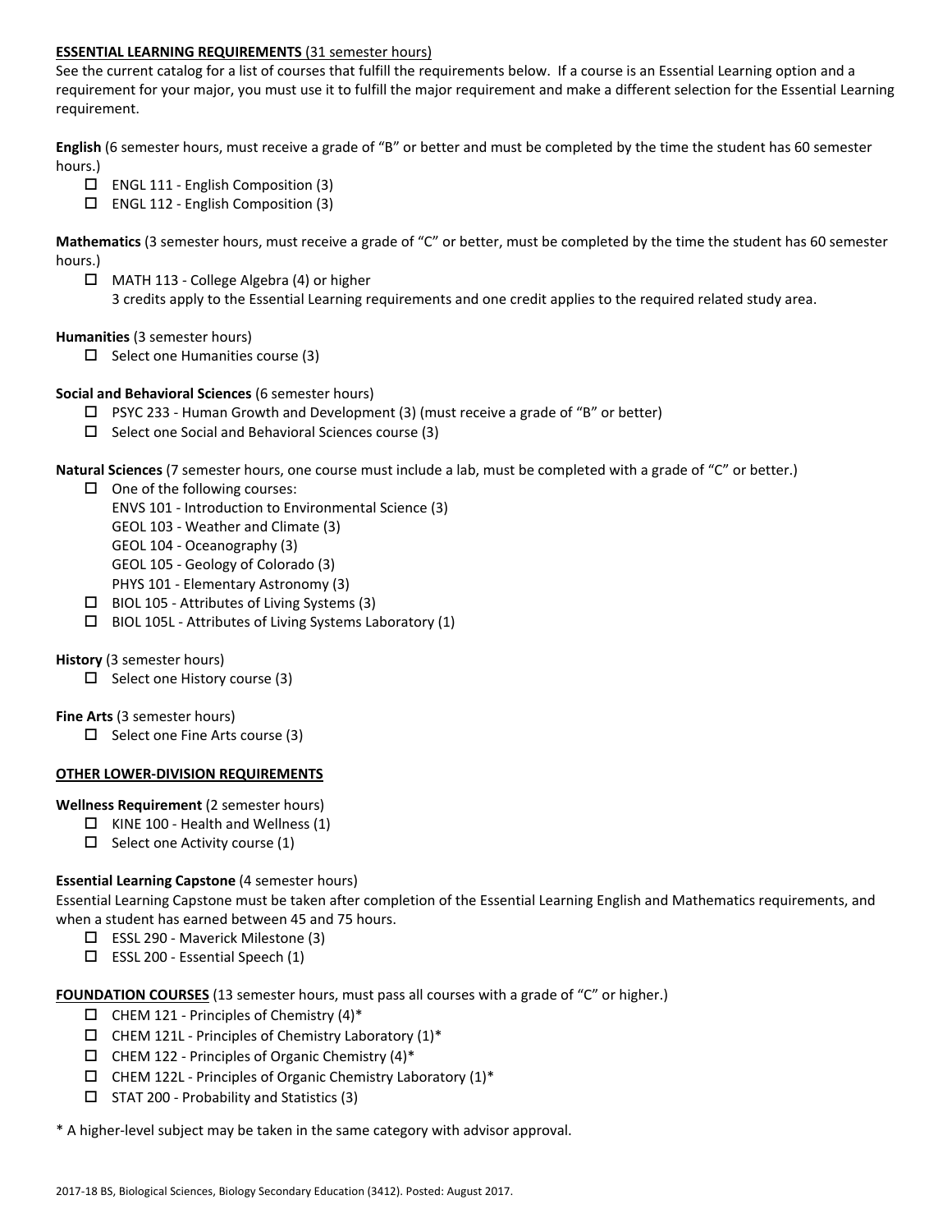**ESSENTIAL LEARNING REQUIREMENTS** (31 semester hours)

See the current catalog for a list of courses that fulfill the requirements below. If a course is an Essential Learning option and a requirement for your major, you must use it to fulfill the major requirement and make a different selection for the Essential Learning requirement.

**English** (6 semester hours, must receive a grade of "B" or better and must be completed by the time the student has 60 semester hours.)

- ☐ ENGL 111 - English Composition (3)
- ☐ ENGL 112 - English Composition (3)

**Mathematics** (3 semester hours, must receive a grade of "C" or better, must be completed by the time the student has 60 semester hours.)

- ☐ MATH 113 - College Algebra (4) or higher
  3 credits apply to the Essential Learning requirements and one credit applies to the required related study area.

**Humanities** (3 semester hours)

- ☐ Select one Humanities course (3)

**Social and Behavioral Sciences** (6 semester hours)

- ☐ PSYC 233 - Human Growth and Development (3) (must receive a grade of "B" or better)
- ☐ Select one Social and Behavioral Sciences course (3)

**Natural Sciences** (7 semester hours, one course must include a lab, must be completed with a grade of "C" or better.)

- ☐ One of the following courses:
  ENVS 101 - Introduction to Environmental Science (3)
  GEOL 103 - Weather and Climate (3)
  GEOL 104 - Oceanography (3)
  GEOL 105 - Geology of Colorado (3)
  PHYS 101 - Elementary Astronomy (3)
- ☐ BIOL 105 - Attributes of Living Systems (3)
- ☐ BIOL 105L - Attributes of Living Systems Laboratory (1)

**History** (3 semester hours)

- ☐ Select one History course (3)

**Fine Arts** (3 semester hours)

- ☐ Select one Fine Arts course (3)

**OTHER LOWER-DIVISION REQUIREMENTS**

**Wellness Requirement** (2 semester hours)

- ☐ KINE 100 - Health and Wellness (1)
- ☐ Select one Activity course (1)

**Essential Learning Capstone** (4 semester hours)

Essential Learning Capstone must be taken after completion of the Essential Learning English and Mathematics requirements, and when a student has earned between 45 and 75 hours.

- ☐ ESSL 290 - Maverick Milestone (3)
- ☐ ESSL 200 - Essential Speech (1)

**FOUNDATION COURSES** (13 semester hours, must pass all courses with a grade of "C" or higher.)

- ☐ CHEM 121 - Principles of Chemistry (4)*
- ☐ CHEM 121L - Principles of Chemistry Laboratory (1)*
- ☐ CHEM 122 - Principles of Organic Chemistry (4)*
- ☐ CHEM 122L - Principles of Organic Chemistry Laboratory (1)*
- ☐ STAT 200 - Probability and Statistics (3)

* A higher-level subject may be taken in the same category with advisor approval.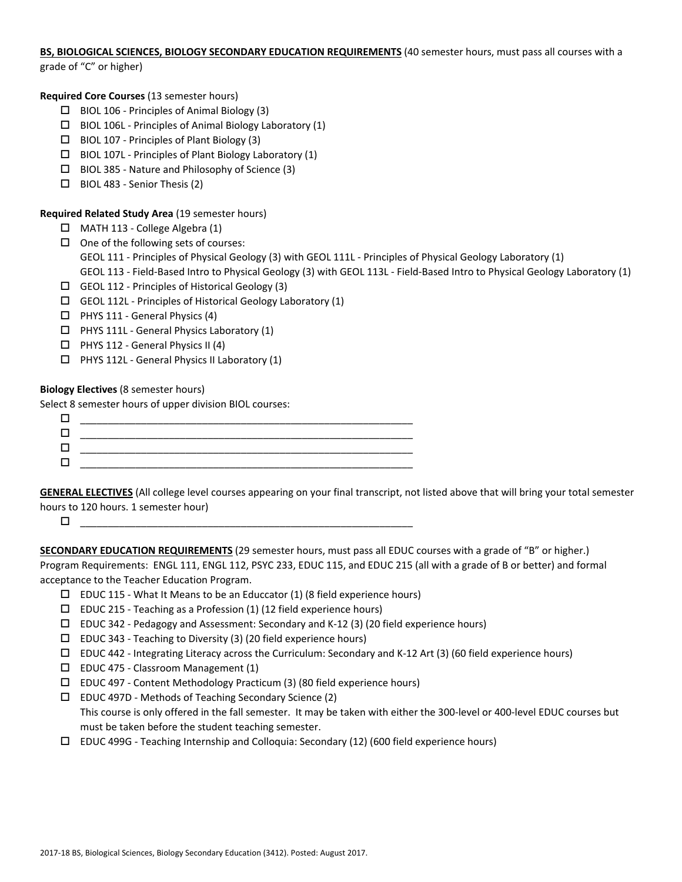**BS, BIOLOGICAL SCIENCES, BIOLOGY SECONDARY EDUCATION REQUIREMENTS** (40 semester hours, must pass all courses with a grade of "C" or higher)

**Required Core Courses** (13 semester hours)

- ☐ BIOL 106 - Principles of Animal Biology (3)
- ☐ BIOL 106L - Principles of Animal Biology Laboratory (1)
- ☐ BIOL 107 - Principles of Plant Biology (3)
- ☐ BIOL 107L - Principles of Plant Biology Laboratory (1)
- ☐ BIOL 385 - Nature and Philosophy of Science (3)
- ☐ BIOL 483 - Senior Thesis (2)

**Required Related Study Area** (19 semester hours)

- ☐ MATH 113 - College Algebra (1)
- ☐ One of the following sets of courses:
  GEOL 111 - Principles of Physical Geology (3) with GEOL 111L - Principles of Physical Geology Laboratory (1)
  GEOL 113 - Field-Based Intro to Physical Geology (3) with GEOL 113L - Field-Based Intro to Physical Geology Laboratory (1)
- ☐ GEOL 112 - Principles of Historical Geology (3)
- ☐ GEOL 112L - Principles of Historical Geology Laboratory (1)
- ☐ PHYS 111 - General Physics (4)
- ☐ PHYS 111L - General Physics Laboratory (1)
- ☐ PHYS 112 - General Physics II (4)
- ☐ PHYS 112L - General Physics II Laboratory (1)

**Biology Electives** (8 semester hours)

Select 8 semester hours of upper division BIOL courses:

- ☐ ______________________________________________________________
- ☐ ______________________________________________________________
- ☐ ______________________________________________________________
- ☐ ______________________________________________________________

**GENERAL ELECTIVES** (All college level courses appearing on your final transcript, not listed above that will bring your total semester hours to 120 hours. 1 semester hour)

- ☐ ______________________________________________________________

**SECONDARY EDUCATION REQUIREMENTS** (29 semester hours, must pass all EDUC courses with a grade of "B" or higher.)
Program Requirements: ENGL 111, ENGL 112, PSYC 233, EDUC 115, and EDUC 215 (all with a grade of B or better) and formal acceptance to the Teacher Education Program.

- ☐ EDUC 115 - What It Means to be an Educcator (1) (8 field experience hours)
- ☐ EDUC 215 - Teaching as a Profession (1) (12 field experience hours)
- ☐ EDUC 342 - Pedagogy and Assessment: Secondary and K-12 (3) (20 field experience hours)
- ☐ EDUC 343 - Teaching to Diversity (3) (20 field experience hours)
- ☐ EDUC 442 - Integrating Literacy across the Curriculum: Secondary and K-12 Art (3) (60 field experience hours)
- ☐ EDUC 475 - Classroom Management (1)
- ☐ EDUC 497 - Content Methodology Practicum (3) (80 field experience hours)
- ☐ EDUC 497D - Methods of Teaching Secondary Science (2)
  This course is only offered in the fall semester. It may be taken with either the 300-level or 400-level EDUC courses but must be taken before the student teaching semester.
- ☐ EDUC 499G - Teaching Internship and Colloquia: Secondary (12) (600 field experience hours)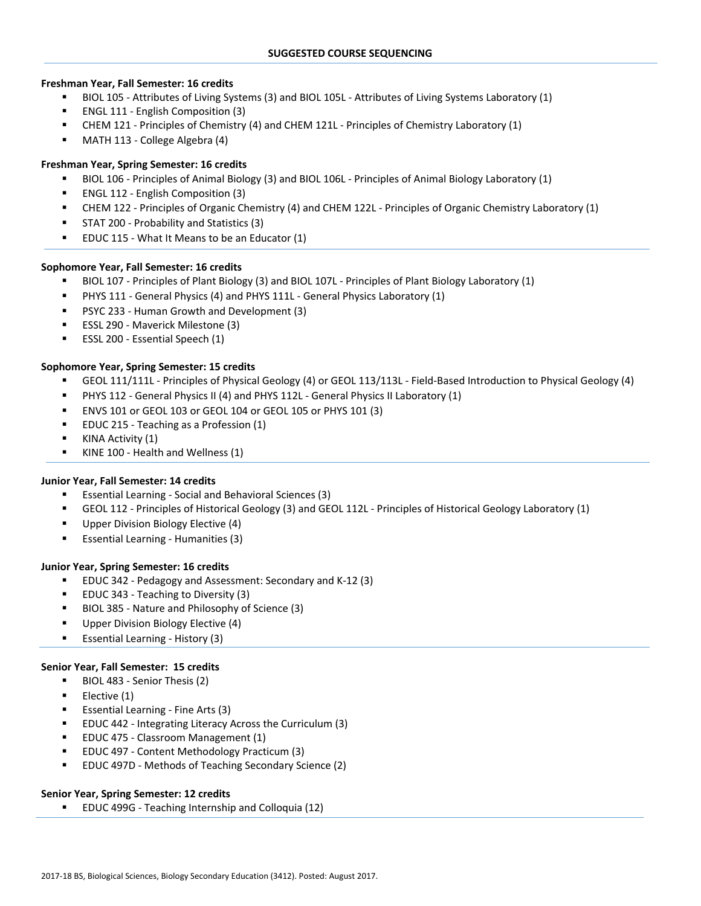## SUGGESTED COURSE SEQUENCING

**Freshman Year, Fall Semester: 16 credits**

- BIOL 105 - Attributes of Living Systems (3) and BIOL 105L - Attributes of Living Systems Laboratory (1)
- ENGL 111 - English Composition (3)
- CHEM 121 - Principles of Chemistry (4) and CHEM 121L - Principles of Chemistry Laboratory (1)
- MATH 113 - College Algebra (4)

**Freshman Year, Spring Semester: 16 credits**

- BIOL 106 - Principles of Animal Biology (3) and BIOL 106L - Principles of Animal Biology Laboratory (1)
- ENGL 112 - English Composition (3)
- CHEM 122 - Principles of Organic Chemistry (4) and CHEM 122L - Principles of Organic Chemistry Laboratory (1)
- STAT 200 - Probability and Statistics (3)
- EDUC 115 - What It Means to be an Educator (1)

**Sophomore Year, Fall Semester: 16 credits**

- BIOL 107 - Principles of Plant Biology (3) and BIOL 107L - Principles of Plant Biology Laboratory (1)
- PHYS 111 - General Physics (4) and PHYS 111L - General Physics Laboratory (1)
- PSYC 233 - Human Growth and Development (3)
- ESSL 290 - Maverick Milestone (3)
- ESSL 200 - Essential Speech (1)

**Sophomore Year, Spring Semester: 15 credits**

- GEOL 111/111L - Principles of Physical Geology (4) or GEOL 113/113L - Field-Based Introduction to Physical Geology (4)
- PHYS 112 - General Physics II (4) and PHYS 112L - General Physics II Laboratory (1)
- ENVS 101 or GEOL 103 or GEOL 104 or GEOL 105 or PHYS 101 (3)
- EDUC 215 - Teaching as a Profession (1)
- KINA Activity (1)
- KINE 100 - Health and Wellness (1)

**Junior Year, Fall Semester: 14 credits**

- Essential Learning - Social and Behavioral Sciences (3)
- GEOL 112 - Principles of Historical Geology (3) and GEOL 112L - Principles of Historical Geology Laboratory (1)
- Upper Division Biology Elective (4)
- Essential Learning - Humanities (3)

**Junior Year, Spring Semester: 16 credits**

- EDUC 342 - Pedagogy and Assessment: Secondary and K-12 (3)
- EDUC 343 - Teaching to Diversity (3)
- BIOL 385 - Nature and Philosophy of Science (3)
- Upper Division Biology Elective (4)
- Essential Learning - History (3)

**Senior Year, Fall Semester: 15 credits**

- BIOL 483 - Senior Thesis (2)
- Elective (1)
- Essential Learning - Fine Arts (3)
- EDUC 442 - Integrating Literacy Across the Curriculum (3)
- EDUC 475 - Classroom Management (1)
- EDUC 497 - Content Methodology Practicum (3)
- EDUC 497D - Methods of Teaching Secondary Science (2)

**Senior Year, Spring Semester: 12 credits**

- EDUC 499G - Teaching Internship and Colloquia (12)